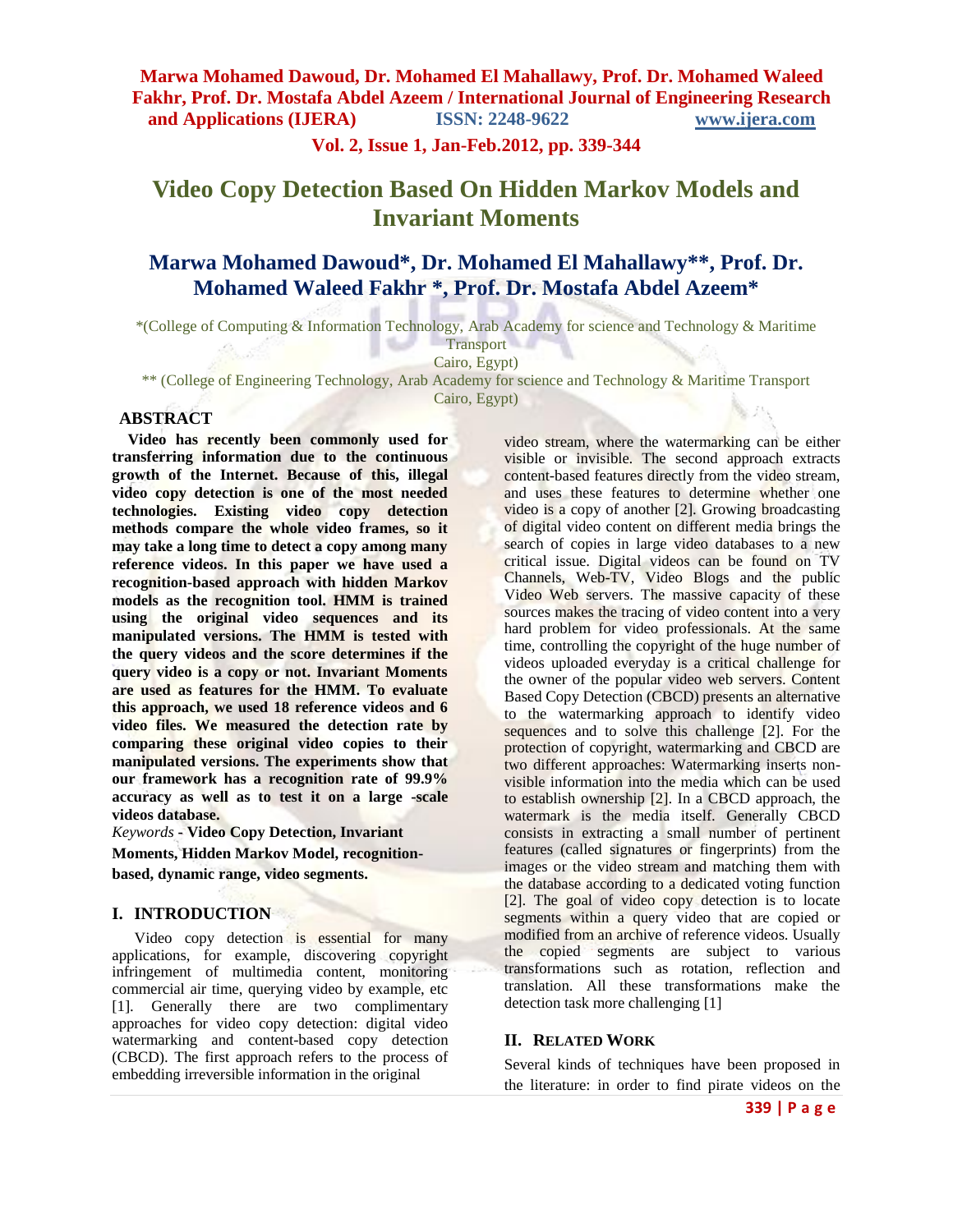# Video Copy Detection Based On Hidden Markov Models and Invariant Moments

## Marwa Mohamed Dawoud*, Dr. Mohamed El Mahallawy**, Prof. Dr. Mohamed Waleed Fakhr *, Prof. Dr. Mostafa Abdel Azeem*

*(College of Computing & Information Technology, Arab Academy for science and Technology & Maritime Transport
Cairo, Egypt)

** (College of Engineering Technology, Arab Academy for science and Technology & Maritime Transport
Cairo, Egypt)

### ABSTRACT

**Video has recently been commonly used for transferring information due to the continuous growth of the Internet. Because of this, illegal video copy detection is one of the most needed technologies. Existing video copy detection methods compare the whole video frames, so it may take a long time to detect a copy among many reference videos. In this paper we have used a recognition-based approach with hidden Markov models as the recognition tool. HMM is trained using the original video sequences and its manipulated versions. The HMM is tested with the query videos and the score determines if the query video is a copy or not. Invariant Moments are used as features for the HMM. To evaluate this approach, we used 18 reference videos and 6 video files. We measured the detection rate by comparing these original video copies to their manipulated versions. The experiments show that our framework has a recognition rate of 99.9% accuracy as well as to test it on a large -scale videos database.**

*Keywords* **- Video Copy Detection, Invariant Moments, Hidden Markov Model, recognition-based, dynamic range, video segments.**

### I. INTRODUCTION

Video copy detection is essential for many applications, for example, discovering copyright infringement of multimedia content, monitoring commercial air time, querying video by example, etc [1]. Generally there are two complimentary approaches for video copy detection: digital video watermarking and content-based copy detection (CBCD). The first approach refers to the process of embedding irreversible information in the original video stream, where the watermarking can be either visible or invisible. The second approach extracts content-based features directly from the video stream, and uses these features to determine whether one video is a copy of another [2]. Growing broadcasting of digital video content on different media brings the search of copies in large video databases to a new critical issue. Digital videos can be found on TV Channels, Web-TV, Video Blogs and the public Video Web servers. The massive capacity of these sources makes the tracing of video content into a very hard problem for video professionals. At the same time, controlling the copyright of the huge number of videos uploaded everyday is a critical challenge for the owner of the popular video web servers. Content Based Copy Detection (CBCD) presents an alternative to the watermarking approach to identify video sequences and to solve this challenge [2]. For the protection of copyright, watermarking and CBCD are two different approaches: Watermarking inserts non-visible information into the media which can be used to establish ownership [2]. In a CBCD approach, the watermark is the media itself. Generally CBCD consists in extracting a small number of pertinent features (called signatures or fingerprints) from the images or the video stream and matching them with the database according to a dedicated voting function [2]. The goal of video copy detection is to locate segments within a query video that are copied or modified from an archive of reference videos. Usually the copied segments are subject to various transformations such as rotation, reflection and translation. All these transformations make the detection task more challenging [1]

### II. RELATED WORK

Several kinds of techniques have been proposed in the literature: in order to find pirate videos on the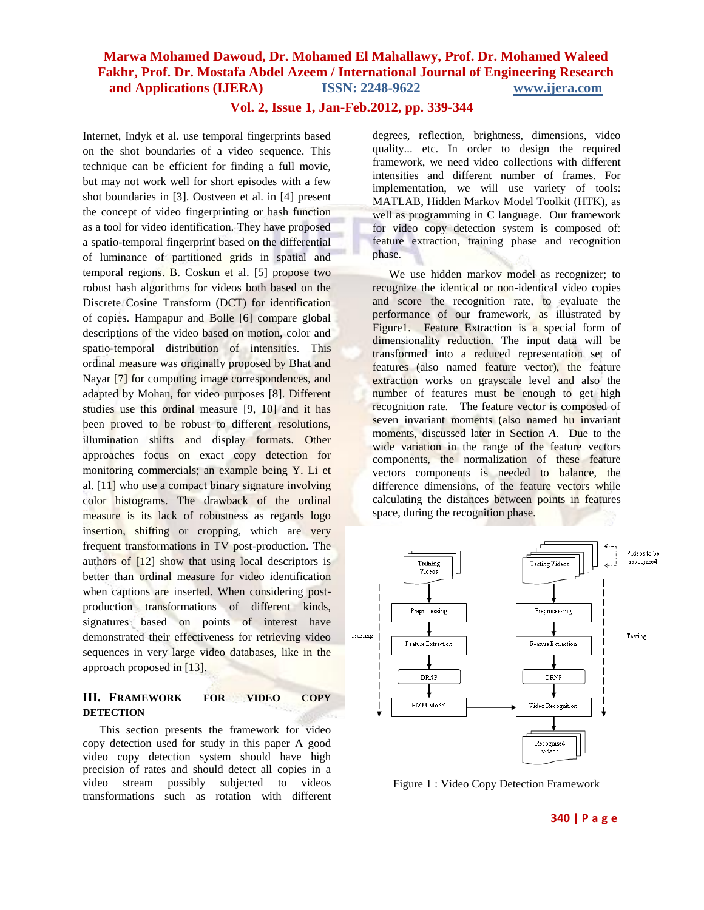Internet, Indyk et al. use temporal fingerprints based on the shot boundaries of a video sequence. This technique can be efficient for finding a full movie, but may not work well for short episodes with a few shot boundaries in [3]. Oostveen et al. in [4] present the concept of video fingerprinting or hash function as a tool for video identification. They have proposed a spatio-temporal fingerprint based on the differential of luminance of partitioned grids in spatial and temporal regions. B. Coskun et al. [5] propose two robust hash algorithms for videos both based on the Discrete Cosine Transform (DCT) for identification of copies. Hampapur and Bolle [6] compare global descriptions of the video based on motion, color and spatio-temporal distribution of intensities. This ordinal measure was originally proposed by Bhat and Nayar [7] for computing image correspondences, and adapted by Mohan, for video purposes [8]. Different studies use this ordinal measure [9, 10] and it has been proved to be robust to different resolutions, illumination shifts and display formats. Other approaches focus on exact copy detection for monitoring commercials; an example being Y. Li et al. [11] who use a compact binary signature involving color histograms. The drawback of the ordinal measure is its lack of robustness as regards logo insertion, shifting or cropping, which are very frequent transformations in TV post-production. The authors of [12] show that using local descriptors is better than ordinal measure for video identification when captions are inserted. When considering post-production transformations of different kinds, signatures based on points of interest have demonstrated their effectiveness for retrieving video sequences in very large video databases, like in the approach proposed in [13].

## III. FRAMEWORK FOR VIDEO COPY DETECTION

This section presents the framework for video copy detection used for study in this paper A good video copy detection system should have high precision of rates and should detect all copies in a video stream possibly subjected to videos transformations such as rotation with different degrees, reflection, brightness, dimensions, video quality... etc. In order to design the required framework, we need video collections with different intensities and different number of frames. For implementation, we will use variety of tools: MATLAB, Hidden Markov Model Toolkit (HTK), as well as programming in C language. Our framework for video copy detection system is composed of: feature extraction, training phase and recognition phase.

We use hidden markov model as recognizer; to recognize the identical or non-identical video copies and score the recognition rate, to evaluate the performance of our framework, as illustrated by Figure1. Feature Extraction is a special form of dimensionality reduction. The input data will be transformed into a reduced representation set of features (also named feature vector), the feature extraction works on grayscale level and also the number of features must be enough to get high recognition rate. The feature vector is composed of seven invariant moments (also named hu invariant moments, discussed later in Section *A*. Due to the wide variation in the range of the feature vectors components, the normalization of these feature vectors components is needed to balance, the difference dimensions, of the feature vectors while calculating the distances between points in features space, during the recognition phase.

Figure 1 : Video Copy Detection Framework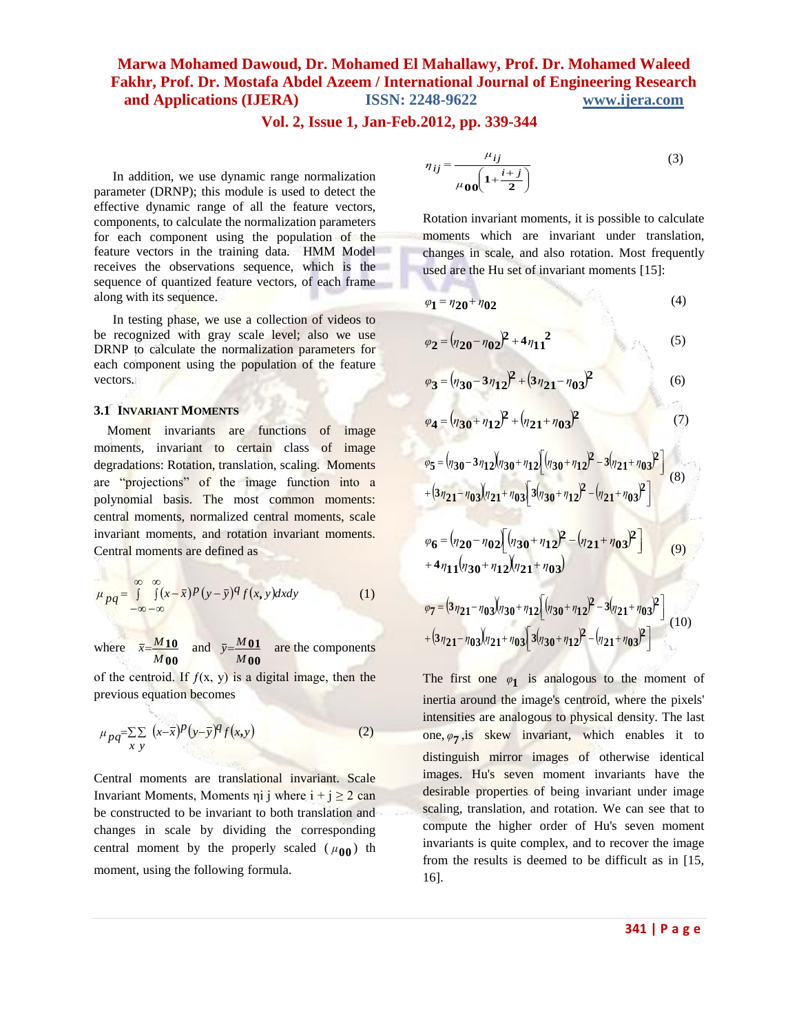In addition, we use dynamic range normalization parameter (DRNP); this module is used to detect the effective dynamic range of all the feature vectors, components, to calculate the normalization parameters for each component using the population of the feature vectors in the training data. HMM Model receives the observations sequence, which is the sequence of quantized feature vectors, of each frame along with its sequence.

In testing phase, we use a collection of videos to be recognized with gray scale level; also we use DRNP to calculate the normalization parameters for each component using the population of the feature vectors.

### 3.1 Invariant Moments

Moment invariants are functions of image moments, invariant to certain class of image degradations: Rotation, translation, scaling. Moments are "projections" of the image function into a polynomial basis. The most common moments: central moments, normalized central moments, scale invariant moments, and rotation invariant moments. Central moments are defined as

$$\mu_{pq} = \int_{-\infty}^{\infty}\int_{-\infty}^{\infty}(x-\bar{x})^p (y-\bar{y})^q f(x,y)dxdy \qquad (1)$$

where $\bar{x}=\frac{M_{10}}{M_{00}}$ and $\bar{y}=\frac{M_{01}}{M_{00}}$ are the components of the centroid. If $f(x, y)$ is a digital image, then the previous equation becomes

$$\mu_{pq}=\sum_x\sum_y (x-\bar{x})^p (y-\bar{y})^q f(x,y) \qquad (2)$$

Central moments are translational invariant. Scale Invariant Moments, Moments $\eta_{ij}$ where $i + j \geq 2$ can be constructed to be invariant to both translation and changes in scale by dividing the corresponding central moment by the properly scaled ($\mu_{00}$) th moment, using the following formula.

$$\eta_{ij} = \frac{\mu_{ij}}{\mu_{00}^{\left(1+\frac{i+j}{2}\right)}} \qquad (3)$$

Rotation invariant moments, it is possible to calculate moments which are invariant under translation, changes in scale, and also rotation. Most frequently used are the Hu set of invariant moments [15]:

$$\varphi_1 = \eta_{20} + \eta_{02} \qquad (4)$$

$$\varphi_2 = (\eta_{20} - \eta_{02})^2 + 4\eta_{11}^2 \qquad (5)$$

$$\varphi_3 = (\eta_{30} - 3\eta_{12})^2 + (3\eta_{21} - \eta_{03})^2 \qquad (6)$$

$$\varphi_4 = (\eta_{30} + \eta_{12})^2 + (\eta_{21} + \eta_{03})^2 \qquad (7)$$

$$\varphi_5 = (\eta_{30} - 3\eta_{12})(\eta_{30} + \eta_{12})\left[(\eta_{30} + \eta_{12})^2 - 3(\eta_{21} + \eta_{03})^2\right] + (3\eta_{21} - \eta_{03})(\eta_{21} + \eta_{03})\left[3(\eta_{30} + \eta_{12})^2 - (\eta_{21} + \eta_{03})^2\right] \qquad (8)$$

$$\varphi_6 = (\eta_{20} - \eta_{02})\left[(\eta_{30} + \eta_{12})^2 - (\eta_{21} + \eta_{03})^2\right] + 4\eta_{11}(\eta_{30} + \eta_{12})(\eta_{21} + \eta_{03}) \qquad (9)$$

$$\varphi_7 = (3\eta_{21} - \eta_{03})(\eta_{30} + \eta_{12})\left[(\eta_{30} + \eta_{12})^2 - 3(\eta_{21} + \eta_{03})^2\right] + (3\eta_{21} - \eta_{03})(\eta_{21} + \eta_{03})\left[3(\eta_{30} + \eta_{12})^2 - (\eta_{21} + \eta_{03})^2\right] \qquad (10)$$

The first one $\varphi_1$ is analogous to the moment of inertia around the image's centroid, where the pixels' intensities are analogous to physical density. The last one, $\varphi_7$, is skew invariant, which enables it to distinguish mirror images of otherwise identical images. Hu's seven moment invariants have the desirable properties of being invariant under image scaling, translation, and rotation. We can see that to compute the higher order of Hu's seven moment invariants is quite complex, and to recover the image from the results is deemed to be difficult as in [15, 16].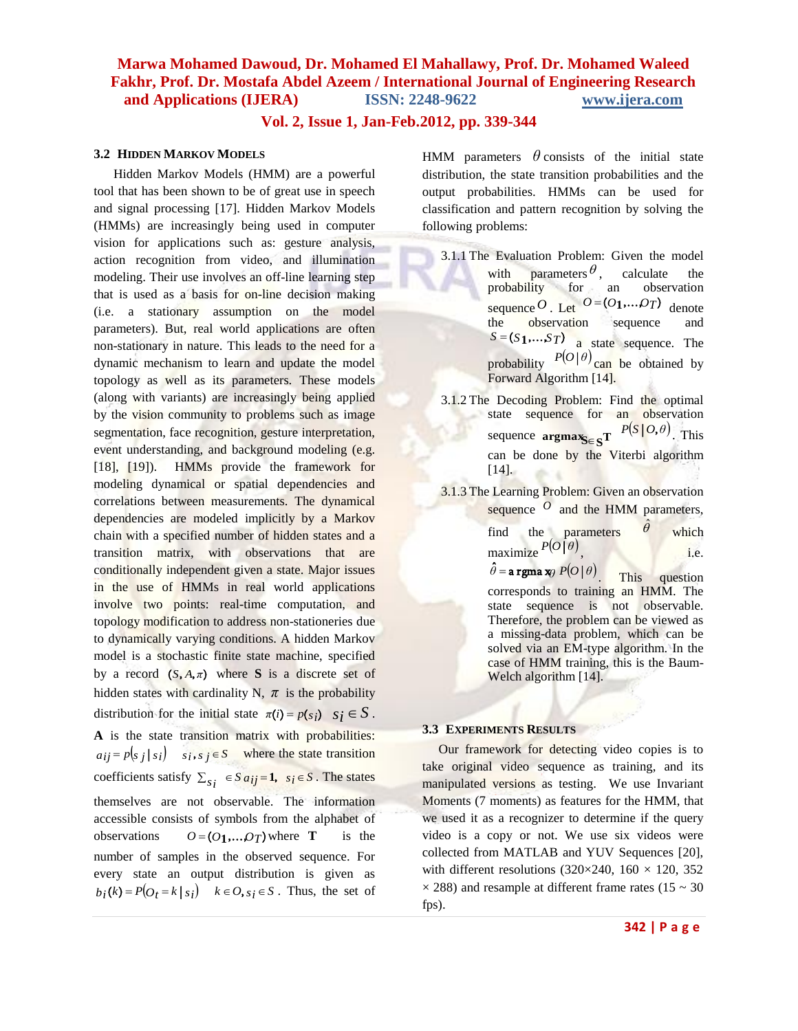### 3.2 HIDDEN MARKOV MODELS

Hidden Markov Models (HMM) are a powerful tool that has been shown to be of great use in speech and signal processing [17]. Hidden Markov Models (HMMs) are increasingly being used in computer vision for applications such as: gesture analysis, action recognition from video, and illumination modeling. Their use involves an off-line learning step that is used as a basis for on-line decision making (i.e. a stationary assumption on the model parameters). But, real world applications are often non-stationary in nature. This leads to the need for a dynamic mechanism to learn and update the model topology as well as its parameters. These models (along with variants) are increasingly being applied by the vision community to problems such as image segmentation, face recognition, gesture interpretation, event understanding, and background modeling (e.g. [18], [19]). HMMs provide the framework for modeling dynamical or spatial dependencies and correlations between measurements. The dynamical dependencies are modeled implicitly by a Markov chain with a specified number of hidden states and a transition matrix, with observations that are conditionally independent given a state. Major issues in the use of HMMs in real world applications involve two points: real-time computation, and topology modification to address non-stationeries due to dynamically varying conditions. A hidden Markov model is a stochastic finite state machine, specified by a record $(S, A, \pi)$ where **S** is a discrete set of hidden states with cardinality N, $\pi$ is the probability distribution for the initial state $\pi(i) = p(s_i) \quad s_i \in S$. **A** is the state transition matrix with probabilities: $a_{ij} = p(s_j \mid s_i) \quad s_i, s_j \in S$ where the state transition coefficients satisfy $\sum_{s_i \in S} a_{ij} = 1, \; s_i \in S$. The states themselves are not observable. The information accessible consists of symbols from the alphabet of observations $O = (o_1, \ldots, o_T)$ where **T** is the number of samples in the observed sequence. For every state an output distribution is given as $b_i(k) = P(O_t = k \mid s_i) \quad k \in O, s_i \in S$. Thus, the set of HMM parameters $\theta$ consists of the initial state distribution, the state transition probabilities and the output probabilities. HMMs can be used for classification and pattern recognition by solving the following problems:

3.1.1 The Evaluation Problem: Given the model with parameters $\theta$, calculate the probability for an observation sequence $O$. Let $O = (o_1, \ldots, o_T)$ denote the observation sequence and $S = (s_1, \ldots, s_T)$ a state sequence. The probability $P(O \mid \theta)$ can be obtained by Forward Algorithm [14].

3.1.2 The Decoding Problem: Find the optimal state sequence for an observation sequence $\mathbf{argmax}_{S \in S^T} P(S \mid O, \theta)$. This can be done by the Viterbi algorithm [14].

3.1.3 The Learning Problem: Given an observation sequence $O$ and the HMM parameters, find the parameters $\hat{\theta}$ which maximize $P(O \mid \theta)$, i.e. $\hat{\theta} = \mathbf{argmax}_{\theta}\, P(O \mid \theta)$. This question corresponds to training an HMM. The state sequence is not observable. Therefore, the problem can be viewed as a missing-data problem, which can be solved via an EM-type algorithm. In the case of HMM training, this is the Baum-Welch algorithm [14].

### 3.3 EXPERIMENTS RESULTS

Our framework for detecting video copies is to take original video sequence as training, and its manipulated versions as testing. We use Invariant Moments (7 moments) as features for the HMM, that we used it as a recognizer to determine if the query video is a copy or not. We use six videos were collected from MATLAB and YUV Sequences [20], with different resolutions (320×240, 160 × 120, 352 × 288) and resample at different frame rates (15 ~ 30 fps).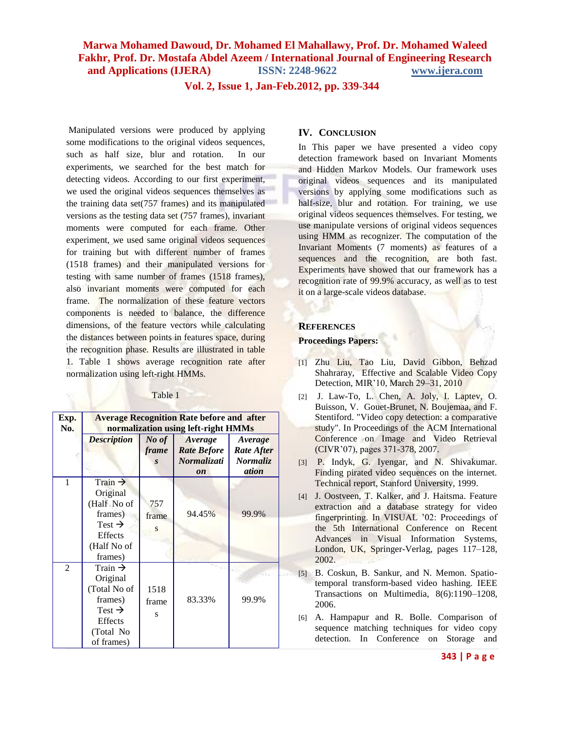Manipulated versions were produced by applying some modifications to the original videos sequences, such as half size, blur and rotation. In our experiments, we searched for the best match for detecting videos. According to our first experiment, we used the original videos sequences themselves as the training data set(757 frames) and its manipulated versions as the testing data set (757 frames), invariant moments were computed for each frame. Other experiment, we used same original videos sequences for training but with different number of frames (1518 frames) and their manipulated versions for testing with same number of frames (1518 frames), also invariant moments were computed for each frame. The normalization of these feature vectors components is needed to balance, the difference dimensions, of the feature vectors while calculating the distances between points in features space, during the recognition phase. Results are illustrated in table 1. Table 1 shows average recognition rate after normalization using left-right HMMs.

Table 1

| Exp. No. | Average Recognition Rate before and after normalization using left-right HMMs | | | |
|---|---|---|---|---|
| | ***Description*** | ***No of frames*** | ***Average Rate Before Normalization*** | ***Average Rate After Normalization*** |
| 1 | Train → Original (Half No of frames) Test → Effects (Half No of frames) | 757 frames | 94.45% | 99.9% |
| 2 | Train → Original (Total No of frames) Test → Effects (Total No of frames) | 1518 frames | 83.33% | 99.9% |

## IV. Conclusion

In This paper we have presented a video copy detection framework based on Invariant Moments and Hidden Markov Models. Our framework uses original videos sequences and its manipulated versions by applying some modifications such as half-size, blur and rotation. For training, we use original videos sequences themselves. For testing, we use manipulate versions of original videos sequences using HMM as recognizer. The computation of the Invariant Moments (7 moments) as features of a sequences and the recognition, are both fast. Experiments have showed that our framework has a recognition rate of 99.9% accuracy, as well as to test it on a large-scale videos database.

## References

**Proceedings Papers:**

[1] Zhu Liu, Tao Liu, David Gibbon, Behzad Shahraray, Effective and Scalable Video Copy Detection, MIR'10, March 29–31, 2010

[2] J. Law-To, L. Chen, A. Joly, I. Laptev, O. Buisson, V. Gouet-Brunet, N. Boujemaa, and F. Stentiford. "Video copy detection: a comparative study". In Proceedings of the ACM International Conference on Image and Video Retrieval (CIVR'07), pages 371-378, 2007.

[3] P. Indyk, G. Iyengar, and N. Shivakumar. Finding pirated video sequences on the internet. Technical report, Stanford University, 1999.

[4] J. Oostveen, T. Kalker, and J. Haitsma. Feature extraction and a database strategy for video fingerprinting. In VISUAL '02: Proceedings of the 5th International Conference on Recent Advances in Visual Information Systems, London, UK, Springer-Verlag, pages 117–128, 2002.

[5] B. Coskun, B. Sankur, and N. Memon. Spatio-temporal transform-based video hashing. IEEE Transactions on Multimedia, 8(6):1190–1208, 2006.

[6] A. Hampapur and R. Bolle. Comparison of sequence matching techniques for video copy detection. In Conference on Storage and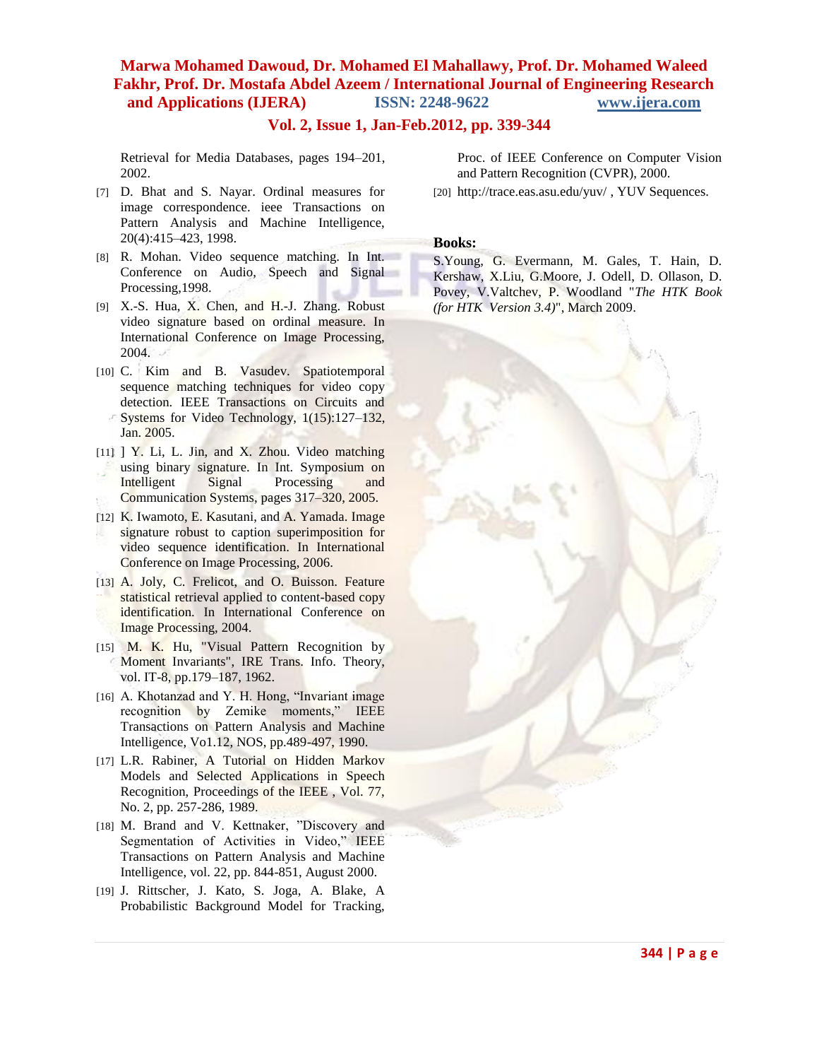Retrieval for Media Databases, pages 194–201, 2002.

[7] D. Bhat and S. Nayar. Ordinal measures for image correspondence. ieee Transactions on Pattern Analysis and Machine Intelligence, 20(4):415–423, 1998.

[8] R. Mohan. Video sequence matching. In Int. Conference on Audio, Speech and Signal Processing,1998.

[9] X.-S. Hua, X. Chen, and H.-J. Zhang. Robust video signature based on ordinal measure. In International Conference on Image Processing, 2004.

[10] C. Kim and B. Vasudev. Spatiotemporal sequence matching techniques for video copy detection. IEEE Transactions on Circuits and Systems for Video Technology, 1(15):127–132, Jan. 2005.

[11] ] Y. Li, L. Jin, and X. Zhou. Video matching using binary signature. In Int. Symposium on Intelligent Signal Processing and Communication Systems, pages 317–320, 2005.

[12] K. Iwamoto, E. Kasutani, and A. Yamada. Image signature robust to caption superimposition for video sequence identification. In International Conference on Image Processing, 2006.

[13] A. Joly, C. Frelicot, and O. Buisson. Feature statistical retrieval applied to content-based copy identification. In International Conference on Image Processing, 2004.

[15] M. K. Hu, "Visual Pattern Recognition by Moment Invariants", IRE Trans. Info. Theory, vol. IT-8, pp.179–187, 1962.

[16] A. Khotanzad and Y. H. Hong, "Invariant image recognition by Zemike moments," IEEE Transactions on Pattern Analysis and Machine Intelligence, Vo1.12, NOS, pp.489-497, 1990.

[17] L.R. Rabiner, A Tutorial on Hidden Markov Models and Selected Applications in Speech Recognition, Proceedings of the IEEE , Vol. 77, No. 2, pp. 257-286, 1989.

[18] M. Brand and V. Kettnaker, "Discovery and Segmentation of Activities in Video," IEEE Transactions on Pattern Analysis and Machine Intelligence, vol. 22, pp. 844-851, August 2000.

[19] J. Rittscher, J. Kato, S. Joga, A. Blake, A Probabilistic Background Model for Tracking, Proc. of IEEE Conference on Computer Vision and Pattern Recognition (CVPR), 2000.

[20] http://trace.eas.asu.edu/yuv/ , YUV Sequences.

**Books:**

S.Young, G. Evermann, M. Gales, T. Hain, D. Kershaw, X.Liu, G.Moore, J. Odell, D. Ollason, D. Povey, V.Valtchev, P. Woodland "*The HTK Book (for HTK Version 3.4)*", March 2009.